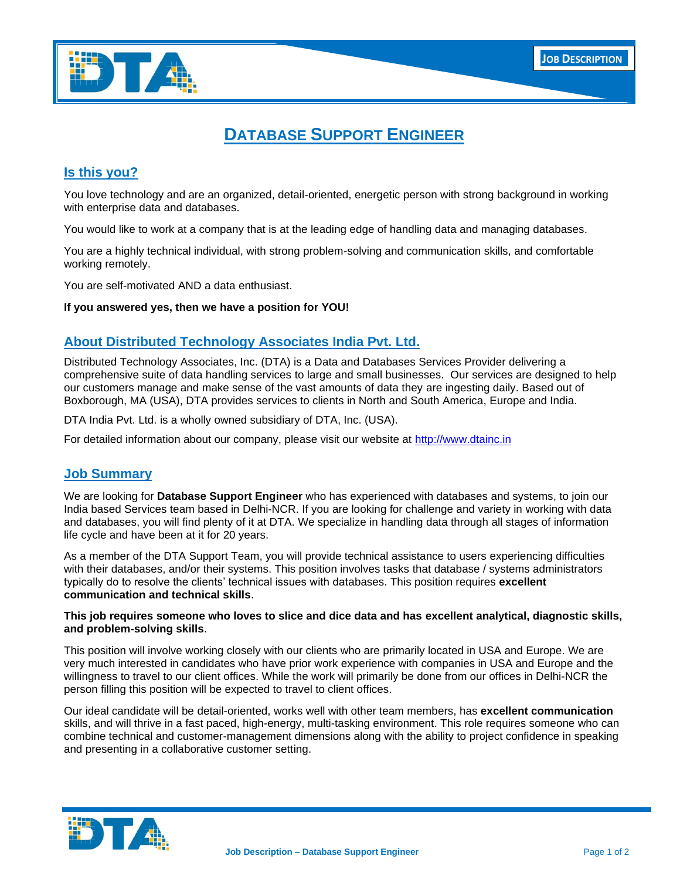# DATABASE SUPPORT ENGINEER

## Is this you?

You love technology and are an organized, detail-oriented, energetic person with strong background in working with enterprise data and databases.

You would like to work at a company that is at the leading edge of handling data and managing databases.

You are a highly technical individual, with strong problem-solving and communication skills, and comfortable working remotely.

You are self-motivated AND a data enthusiast.

**If you answered yes, then we have a position for YOU!**

## About Distributed Technology Associates India Pvt. Ltd.

Distributed Technology Associates, Inc. (DTA) is a Data and Databases Services Provider delivering a comprehensive suite of data handling services to large and small businesses. Our services are designed to help our customers manage and make sense of the vast amounts of data they are ingesting daily. Based out of Boxborough, MA (USA), DTA provides services to clients in North and South America, Europe and India.

DTA India Pvt. Ltd. is a wholly owned subsidiary of DTA, Inc. (USA).

For detailed information about our company, please visit our website at [http://www.dtainc.in](http://www.dtainc.in)

## Job Summary

We are looking for **Database Support Engineer** who has experienced with databases and systems, to join our India based Services team based in Delhi-NCR. If you are looking for challenge and variety in working with data and databases, you will find plenty of it at DTA. We specialize in handling data through all stages of information life cycle and have been at it for 20 years.

As a member of the DTA Support Team, you will provide technical assistance to users experiencing difficulties with their databases, and/or their systems. This position involves tasks that database / systems administrators typically do to resolve the clients' technical issues with databases. This position requires **excellent communication and technical skills**.

**This job requires someone who loves to slice and dice data and has excellent analytical, diagnostic skills, and problem-solving skills**.

This position will involve working closely with our clients who are primarily located in USA and Europe. We are very much interested in candidates who have prior work experience with companies in USA and Europe and the willingness to travel to our client offices. While the work will primarily be done from our offices in Delhi-NCR the person filling this position will be expected to travel to client offices.

Our ideal candidate will be detail-oriented, works well with other team members, has **excellent communication** skills, and will thrive in a fast paced, high-energy, multi-tasking environment. This role requires someone who can combine technical and customer-management dimensions along with the ability to project confidence in speaking and presenting in a collaborative customer setting.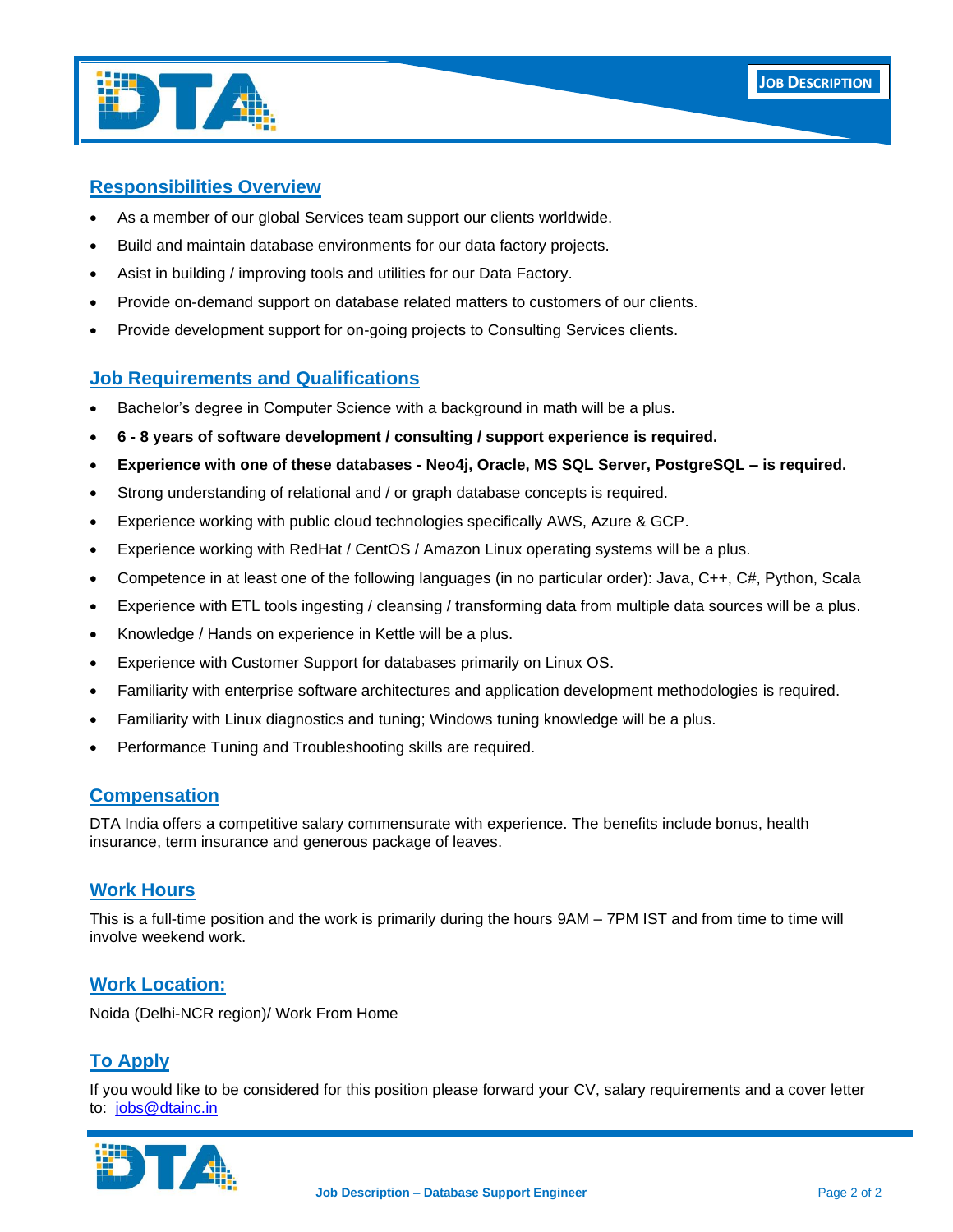## Responsibilities Overview

- As a member of our global Services team support our clients worldwide.
- Build and maintain database environments for our data factory projects.
- Asist in building / improving tools and utilities for our Data Factory.
- Provide on-demand support on database related matters to customers of our clients.
- Provide development support for on-going projects to Consulting Services clients.

## Job Requirements and Qualifications

- Bachelor's degree in Computer Science with a background in math will be a plus.
- **6 - 8 years of software development / consulting / support experience is required.**
- **Experience with one of these databases - Neo4j, Oracle, MS SQL Server, PostgreSQL – is required.**
- Strong understanding of relational and / or graph database concepts is required.
- Experience working with public cloud technologies specifically AWS, Azure & GCP.
- Experience working with RedHat / CentOS / Amazon Linux operating systems will be a plus.
- Competence in at least one of the following languages (in no particular order): Java, C++, C#, Python, Scala
- Experience with ETL tools ingesting / cleansing / transforming data from multiple data sources will be a plus.
- Knowledge / Hands on experience in Kettle will be a plus.
- Experience with Customer Support for databases primarily on Linux OS.
- Familiarity with enterprise software architectures and application development methodologies is required.
- Familiarity with Linux diagnostics and tuning; Windows tuning knowledge will be a plus.
- Performance Tuning and Troubleshooting skills are required.

## Compensation

DTA India offers a competitive salary commensurate with experience. The benefits include bonus, health insurance, term insurance and generous package of leaves.

## Work Hours

This is a full-time position and the work is primarily during the hours 9AM – 7PM IST and from time to time will involve weekend work.

## Work Location:

Noida (Delhi-NCR region)/ Work From Home

## To Apply

If you would like to be considered for this position please forward your CV, salary requirements and a cover letter to: jobs@dtainc.in